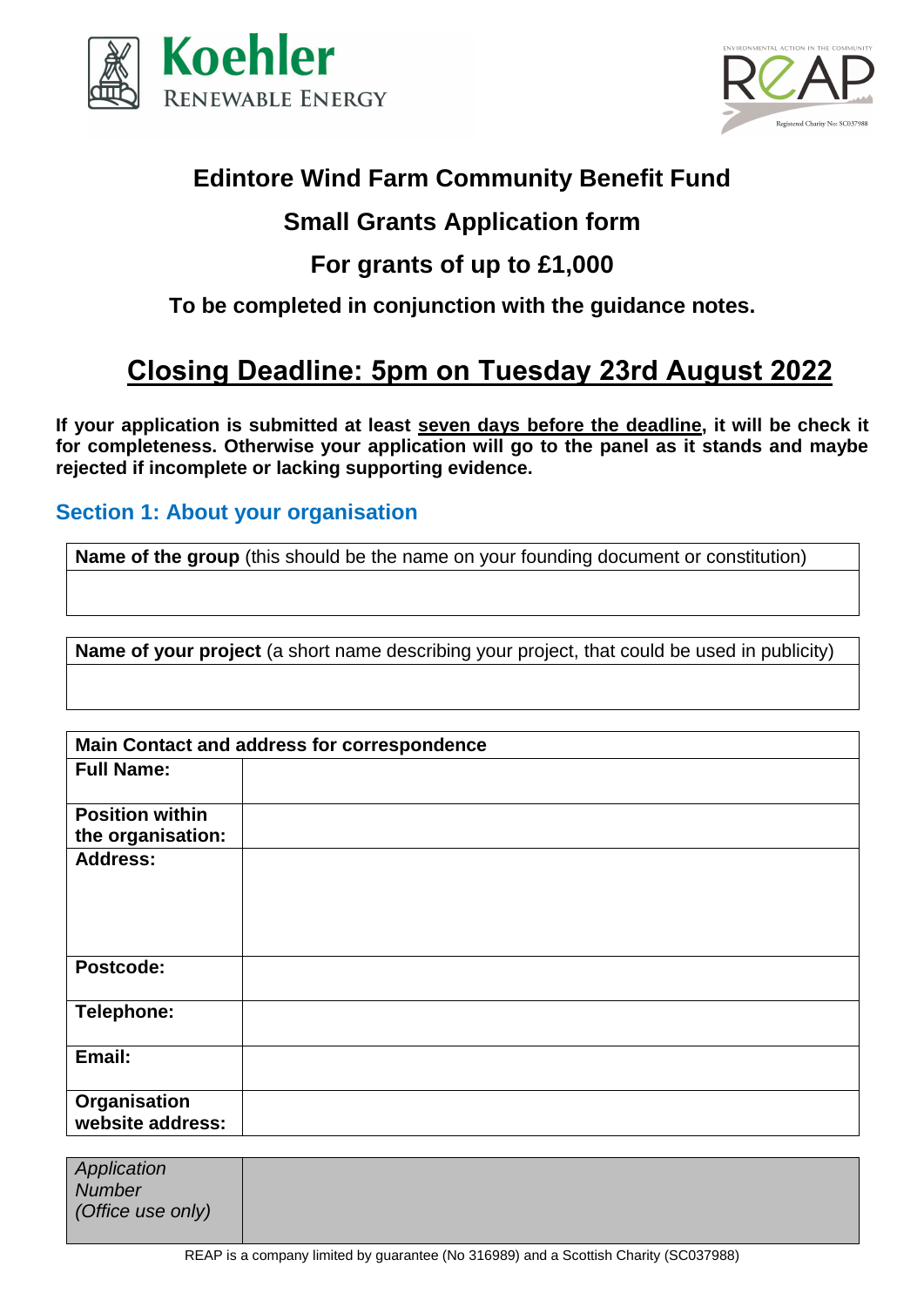Koehler RENEWABLE ENERGY

ENVIRONMENTAL ACTION IN THE COMMUNITY
REAP
Registered Charity No: SC037988

# Edintore Wind Farm Community Benefit Fund

## Small Grants Application form

## For grants of up to £1,000

**To be completed in conjunction with the guidance notes.**

## Closing Deadline: 5pm on Tuesday 23rd August 2022

**If your application is submitted at least seven days before the deadline, it will be check it for completeness. Otherwise your application will go to the panel as it stands and maybe rejected if incomplete or lacking supporting evidence.**

### Section 1: About your organisation

| **Name of the group** (this should be the name on your founding document or constitution) |
|---|
| |

| **Name of your project** (a short name describing your project, that could be used in publicity) |
|---|
| |

| **Main Contact and address for correspondence** | |
|---|---|
| **Full Name:** | |
| **Position within the organisation:** | |
| **Address:** | |
| **Postcode:** | |
| **Telephone:** | |
| **Email:** | |
| **Organisation website address:** | |

| *Application Number (Office use only)* | |
|---|---|

REAP is a company limited by guarantee (No 316989) and a Scottish Charity (SC037988)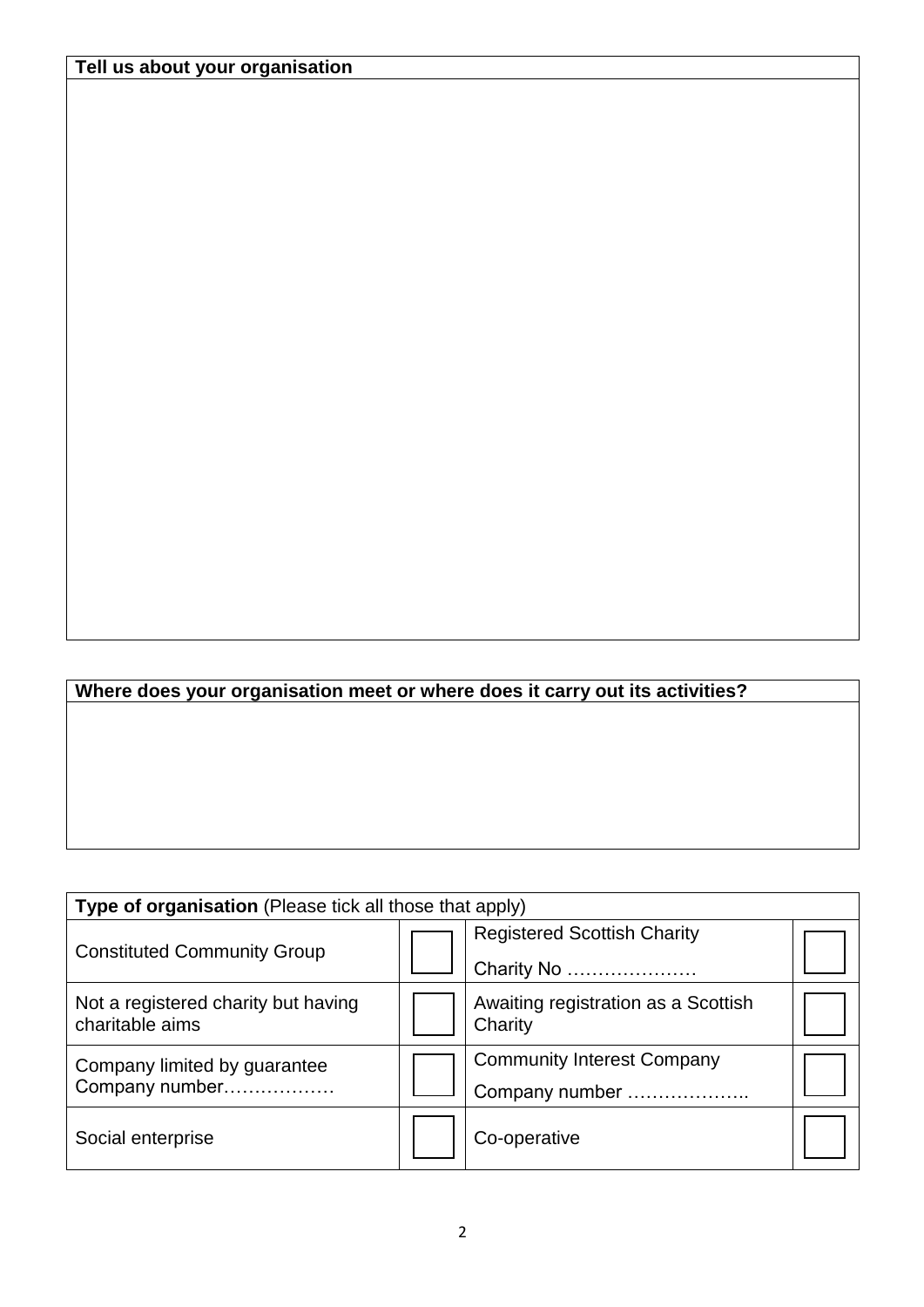| **Tell us about your organisation** |
| --- |
| |

| **Where does your organisation meet or where does it carry out its activities?** |
| --- |
| |

| **Type of organisation** (Please tick all those that apply) | | | |
| --- | --- | --- | --- |
| Constituted Community Group | ☐ | Registered Scottish Charity<br>Charity No ………………… | ☐ |
| Not a registered charity but having charitable aims | ☐ | Awaiting registration as a Scottish Charity | ☐ |
| Company limited by guarantee<br>Company number……………… | ☐ | Community Interest Company<br>Company number ……………….. | ☐ |
| Social enterprise | ☐ | Co-operative | ☐ |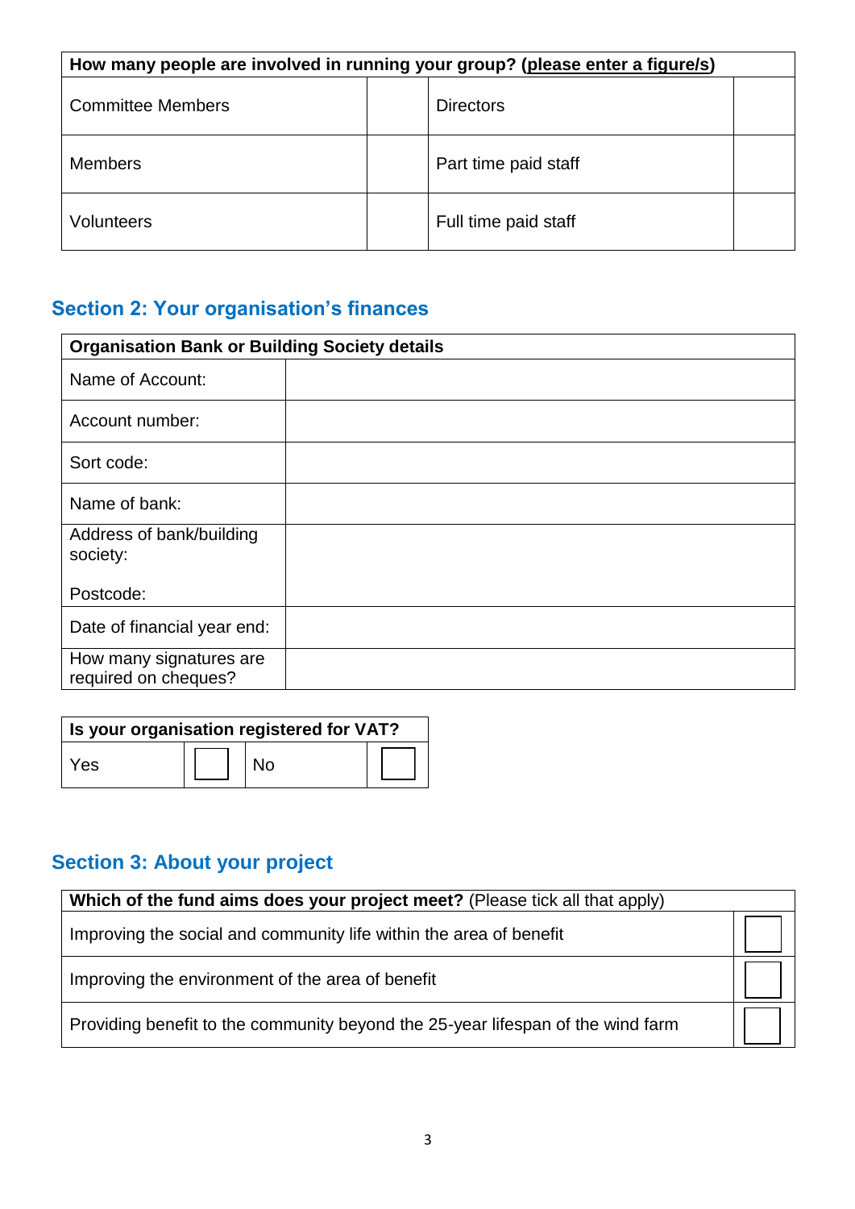| How many people are involved in running your group? (please enter a figure/s) | | | |
|---|---|---|---|
| Committee Members | | Directors | |
| Members | | Part time paid staff | |
| Volunteers | | Full time paid staff | |

## Section 2: Your organisation's finances

| Organisation Bank or Building Society details | |
|---|---|
| Name of Account: | |
| Account number: | |
| Sort code: | |
| Name of bank: | |
| Address of bank/building society:<br><br>Postcode: | |
| Date of financial year end: | |
| How many signatures are required on cheques? | |

| Is your organisation registered for VAT? | | | |
|---|---|---|---|
| Yes | ☐ | No | ☐ |

## Section 3: About your project

| **Which of the fund aims does your project meet?** (Please tick all that apply) | |
|---|---|
| Improving the social and community life within the area of benefit | ☐ |
| Improving the environment of the area of benefit | ☐ |
| Providing benefit to the community beyond the 25-year lifespan of the wind farm | ☐ |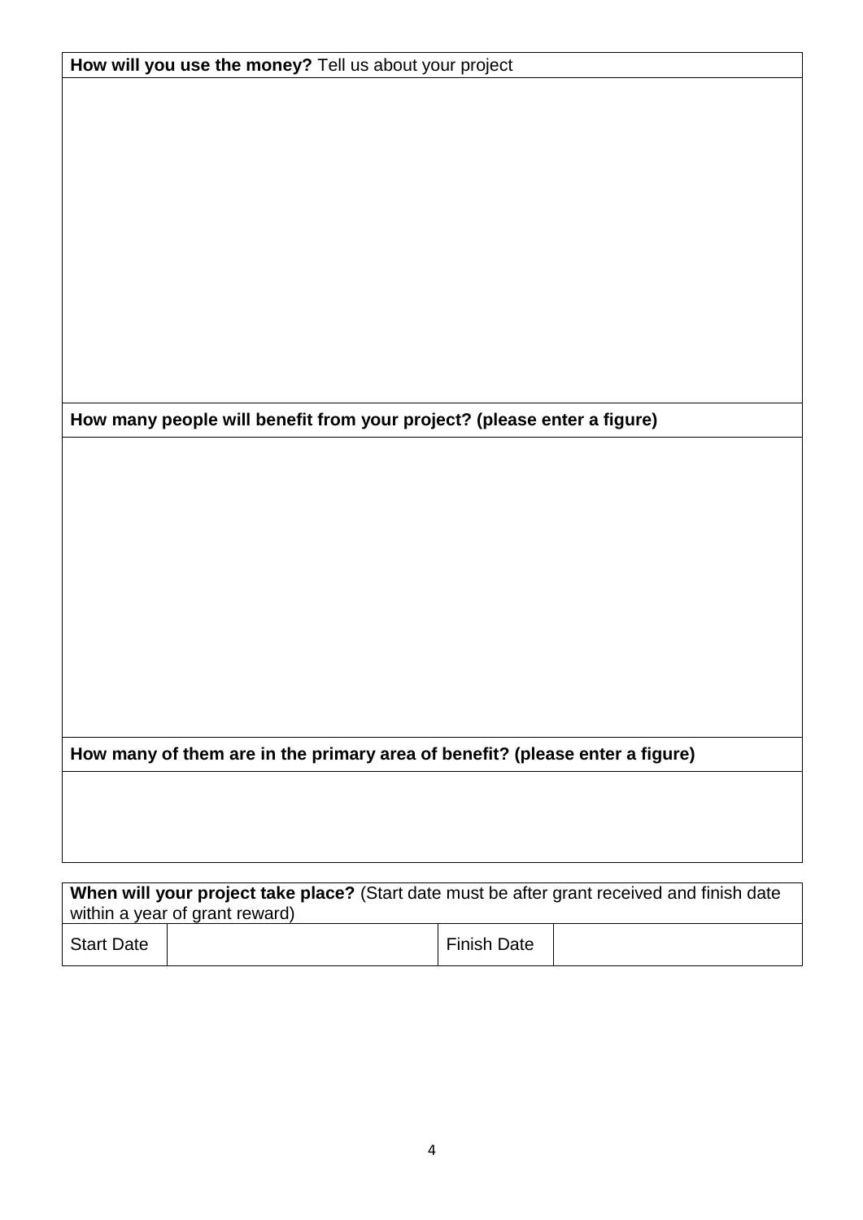| **How will you use the money?** Tell us about your project |
| --- |
| |
| **How many people will benefit from your project? (please enter a figure)** |
| |
| **How many of them are in the primary area of benefit? (please enter a figure)** |
| |

| **When will your project take place?** (Start date must be after grant received and finish date within a year of grant reward) | | | |
| --- | --- | --- | --- |
| Start Date | | Finish Date | |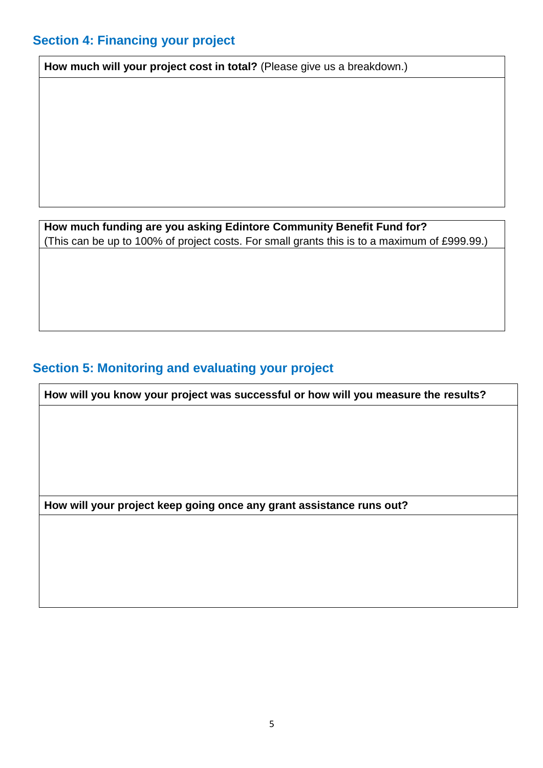## Section 4: Financing your project

| **How much will your project cost in total?** (Please give us a breakdown.) |
| --- |
| |

| **How much funding are you asking Edintore Community Benefit Fund for?** (This can be up to 100% of project costs. For small grants this is to a maximum of £999.99.) |
| --- |
| |

## Section 5: Monitoring and evaluating your project

| **How will you know your project was successful or how will you measure the results?** |
| --- |
| |
| **How will your project keep going once any grant assistance runs out?** |
| |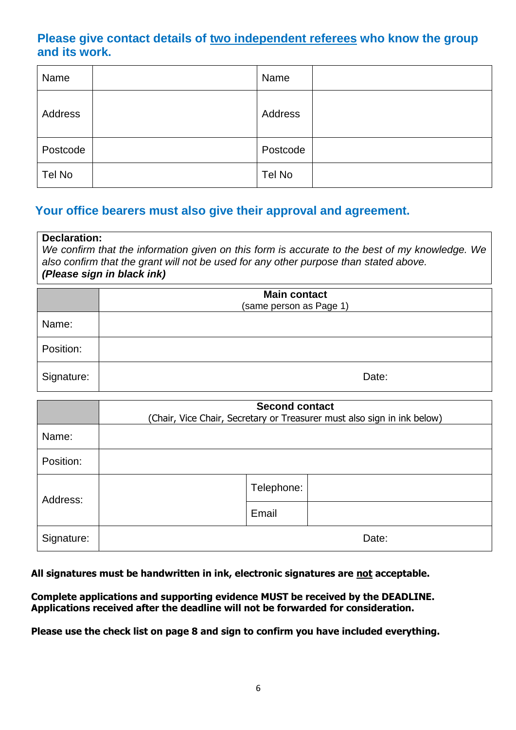## Please give contact details of <u>two independent referees</u> who know the group and its work.

| Name | | Name | |
|---|---|---|---|
| Address | | Address | |
| Postcode | | Postcode | |
| Tel No | | Tel No | |

## Your office bearers must also give their approval and agreement.

**Declaration:**
*We confirm that the information given on this form is accurate to the best of my knowledge. We also confirm that the grant will not be used for any other purpose than stated above.*
***(Please sign in black ink)***

| | **Main contact** (same person as Page 1) |
|---|---|
| Name: | |
| Position: | |
| Signature: | Date: |

| | **Second contact** (Chair, Vice Chair, Secretary or Treasurer must also sign in ink below) | | |
|---|---|---|---|
| Name: | | | |
| Position: | | | |
| Address: | | Telephone: | |
| | | Email | |
| Signature: | Date: | | |

**All signatures must be handwritten in ink, electronic signatures are <u>not</u> acceptable.**

**Complete applications and supporting evidence MUST be received by the DEADLINE. Applications received after the deadline will not be forwarded for consideration.**

**Please use the check list on page 8 and sign to confirm you have included everything.**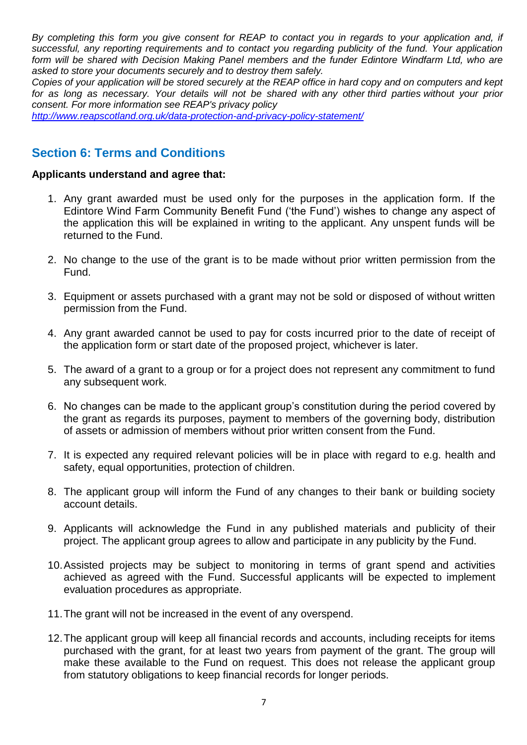*By completing this form you give consent for REAP to contact you in regards to your application and, if successful, any reporting requirements and to contact you regarding publicity of the fund. Your application form will be shared with Decision Making Panel members and the funder Edintore Windfarm Ltd, who are asked to store your documents securely and to destroy them safely.*

*Copies of your application will be stored securely at the REAP office in hard copy and on computers and kept for as long as necessary. Your details will not be shared with any other third parties without your prior consent. For more information see REAP's privacy policy*
*http://www.reapscotland.org.uk/data-protection-and-privacy-policy-statement/*

## Section 6: Terms and Conditions

**Applicants understand and agree that:**

1. Any grant awarded must be used only for the purposes in the application form. If the Edintore Wind Farm Community Benefit Fund ('the Fund') wishes to change any aspect of the application this will be explained in writing to the applicant. Any unspent funds will be returned to the Fund.

2. No change to the use of the grant is to be made without prior written permission from the Fund.

3. Equipment or assets purchased with a grant may not be sold or disposed of without written permission from the Fund.

4. Any grant awarded cannot be used to pay for costs incurred prior to the date of receipt of the application form or start date of the proposed project, whichever is later.

5. The award of a grant to a group or for a project does not represent any commitment to fund any subsequent work.

6. No changes can be made to the applicant group's constitution during the period covered by the grant as regards its purposes, payment to members of the governing body, distribution of assets or admission of members without prior written consent from the Fund.

7. It is expected any required relevant policies will be in place with regard to e.g. health and safety, equal opportunities, protection of children.

8. The applicant group will inform the Fund of any changes to their bank or building society account details.

9. Applicants will acknowledge the Fund in any published materials and publicity of their project. The applicant group agrees to allow and participate in any publicity by the Fund.

10. Assisted projects may be subject to monitoring in terms of grant spend and activities achieved as agreed with the Fund. Successful applicants will be expected to implement evaluation procedures as appropriate.

11. The grant will not be increased in the event of any overspend.

12. The applicant group will keep all financial records and accounts, including receipts for items purchased with the grant, for at least two years from payment of the grant. The group will make these available to the Fund on request. This does not release the applicant group from statutory obligations to keep financial records for longer periods.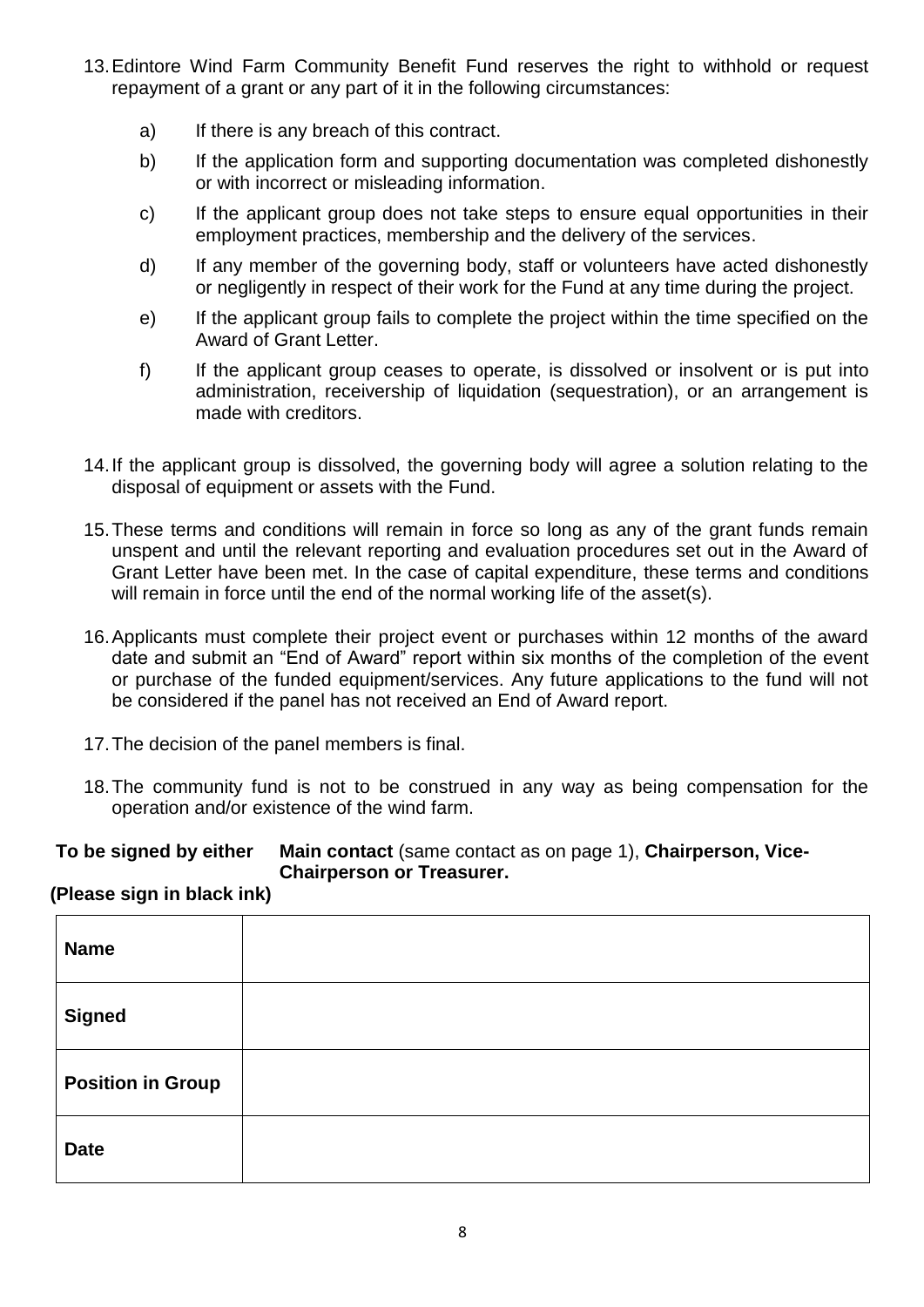13. Edintore Wind Farm Community Benefit Fund reserves the right to withhold or request repayment of a grant or any part of it in the following circumstances:

    a) If there is any breach of this contract.

    b) If the application form and supporting documentation was completed dishonestly or with incorrect or misleading information.

    c) If the applicant group does not take steps to ensure equal opportunities in their employment practices, membership and the delivery of the services.

    d) If any member of the governing body, staff or volunteers have acted dishonestly or negligently in respect of their work for the Fund at any time during the project.

    e) If the applicant group fails to complete the project within the time specified on the Award of Grant Letter.

    f) If the applicant group ceases to operate, is dissolved or insolvent or is put into administration, receivership of liquidation (sequestration), or an arrangement is made with creditors.

14. If the applicant group is dissolved, the governing body will agree a solution relating to the disposal of equipment or assets with the Fund.

15. These terms and conditions will remain in force so long as any of the grant funds remain unspent and until the relevant reporting and evaluation procedures set out in the Award of Grant Letter have been met. In the case of capital expenditure, these terms and conditions will remain in force until the end of the normal working life of the asset(s).

16. Applicants must complete their project event or purchases within 12 months of the award date and submit an "End of Award" report within six months of the completion of the event or purchase of the funded equipment/services. Any future applications to the fund will not be considered if the panel has not received an End of Award report.

17. The decision of the panel members is final.

18. The community fund is not to be construed in any way as being compensation for the operation and/or existence of the wind farm.

**To be signed by either** **Main contact** (same contact as on page 1), **Chairperson, Vice-Chairperson or Treasurer.**

**(Please sign in black ink)**

| **Name** | |
|---|---|
| **Signed** | |
| **Position in Group** | |
| **Date** | |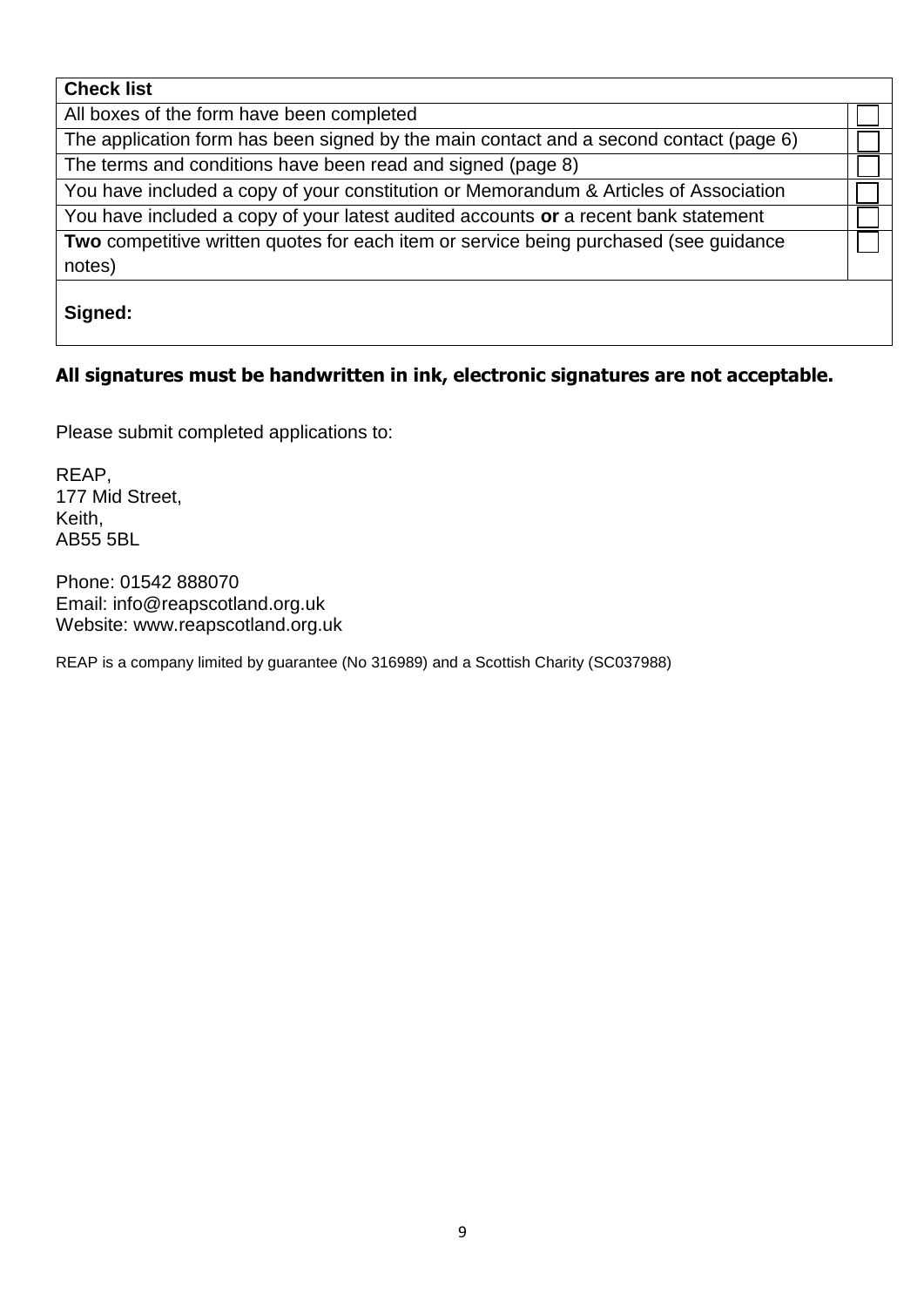| **Check list** | |
|---|---|
| All boxes of the form have been completed | ☐ |
| The application form has been signed by the main contact and a second contact (page 6) | ☐ |
| The terms and conditions have been read and signed (page 8) | ☐ |
| You have included a copy of your constitution or Memorandum & Articles of Association | ☐ |
| You have included a copy of your latest audited accounts **or** a recent bank statement | ☐ |
| **Two** competitive written quotes for each item or service being purchased (see guidance notes) | ☐ |
| **Signed:** | |

**All signatures must be handwritten in ink, electronic signatures are not acceptable.**

Please submit completed applications to:

REAP,
177 Mid Street,
Keith,
AB55 5BL

Phone: 01542 888070
Email: info@reapscotland.org.uk
Website: www.reapscotland.org.uk

REAP is a company limited by guarantee (No 316989) and a Scottish Charity (SC037988)